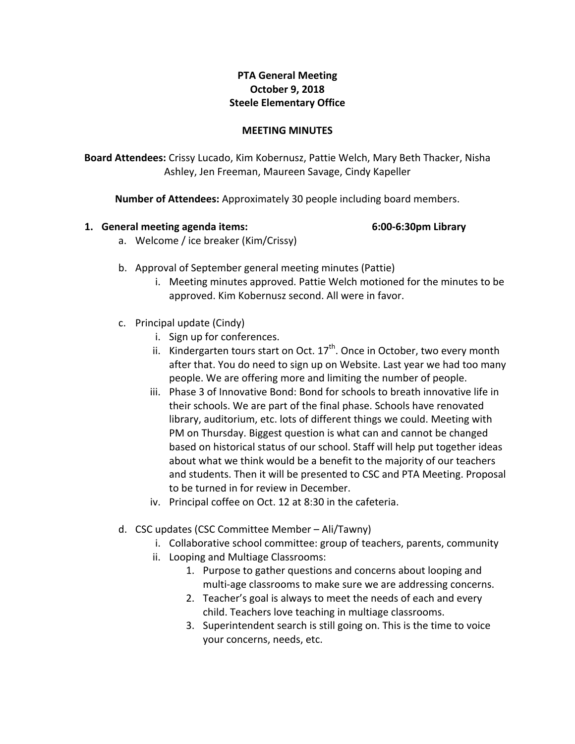**PTA General Meeting**
**October 9, 2018**
**Steele Elementary Office**

**MEETING MINUTES**

**Board Attendees:** Crissy Lucado, Kim Kobernusz, Pattie Welch, Mary Beth Thacker, Nisha Ashley, Jen Freeman, Maureen Savage, Cindy Kapeller

**Number of Attendees:** Approximately 30 people including board members.

1. **General meeting agenda items: 6:00-6:30pm Library**
   a. Welcome / ice breaker (Kim/Crissy)

   b. Approval of September general meeting minutes (Pattie)
      i. Meeting minutes approved. Pattie Welch motioned for the minutes to be approved. Kim Kobernusz second. All were in favor.

   c. Principal update (Cindy)
      i. Sign up for conferences.
      ii. Kindergarten tours start on Oct. 17th. Once in October, two every month after that. You do need to sign up on Website. Last year we had too many people. We are offering more and limiting the number of people.
      iii. Phase 3 of Innovative Bond: Bond for schools to breath innovative life in their schools. We are part of the final phase. Schools have renovated library, auditorium, etc. lots of different things we could. Meeting with PM on Thursday. Biggest question is what can and cannot be changed based on historical status of our school. Staff will help put together ideas about what we think would be a benefit to the majority of our teachers and students. Then it will be presented to CSC and PTA Meeting. Proposal to be turned in for review in December.
      iv. Principal coffee on Oct. 12 at 8:30 in the cafeteria.

   d. CSC updates (CSC Committee Member – Ali/Tawny)
      i. Collaborative school committee: group of teachers, parents, community
      ii. Looping and Multiage Classrooms:
         1. Purpose to gather questions and concerns about looping and multi-age classrooms to make sure we are addressing concerns.
         2. Teacher's goal is always to meet the needs of each and every child. Teachers love teaching in multiage classrooms.
         3. Superintendent search is still going on. This is the time to voice your concerns, needs, etc.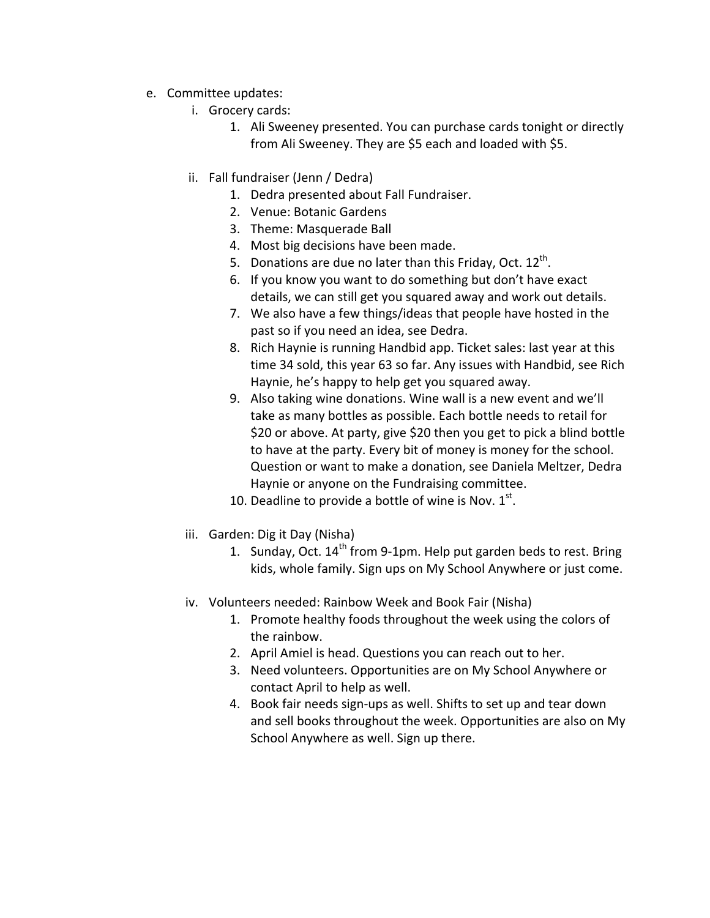e. Committee updates:
    i. Grocery cards:
        1. Ali Sweeney presented. You can purchase cards tonight or directly from Ali Sweeney. They are $5 each and loaded with $5.

    ii. Fall fundraiser (Jenn / Dedra)
        1. Dedra presented about Fall Fundraiser.
        2. Venue: Botanic Gardens
        3. Theme: Masquerade Ball
        4. Most big decisions have been made.
        5. Donations are due no later than this Friday, Oct. 12th.
        6. If you know you want to do something but don't have exact details, we can still get you squared away and work out details.
        7. We also have a few things/ideas that people have hosted in the past so if you need an idea, see Dedra.
        8. Rich Haynie is running Handbid app. Ticket sales: last year at this time 34 sold, this year 63 so far. Any issues with Handbid, see Rich Haynie, he's happy to help get you squared away.
        9. Also taking wine donations. Wine wall is a new event and we'll take as many bottles as possible. Each bottle needs to retail for $20 or above. At party, give $20 then you get to pick a blind bottle to have at the party. Every bit of money is money for the school. Question or want to make a donation, see Daniela Meltzer, Dedra Haynie or anyone on the Fundraising committee.
        10. Deadline to provide a bottle of wine is Nov. 1st.

    iii. Garden: Dig it Day (Nisha)
        1. Sunday, Oct. 14th from 9-1pm. Help put garden beds to rest. Bring kids, whole family. Sign ups on My School Anywhere or just come.

    iv. Volunteers needed: Rainbow Week and Book Fair (Nisha)
        1. Promote healthy foods throughout the week using the colors of the rainbow.
        2. April Amiel is head. Questions you can reach out to her.
        3. Need volunteers. Opportunities are on My School Anywhere or contact April to help as well.
        4. Book fair needs sign-ups as well. Shifts to set up and tear down and sell books throughout the week. Opportunities are also on My School Anywhere as well. Sign up there.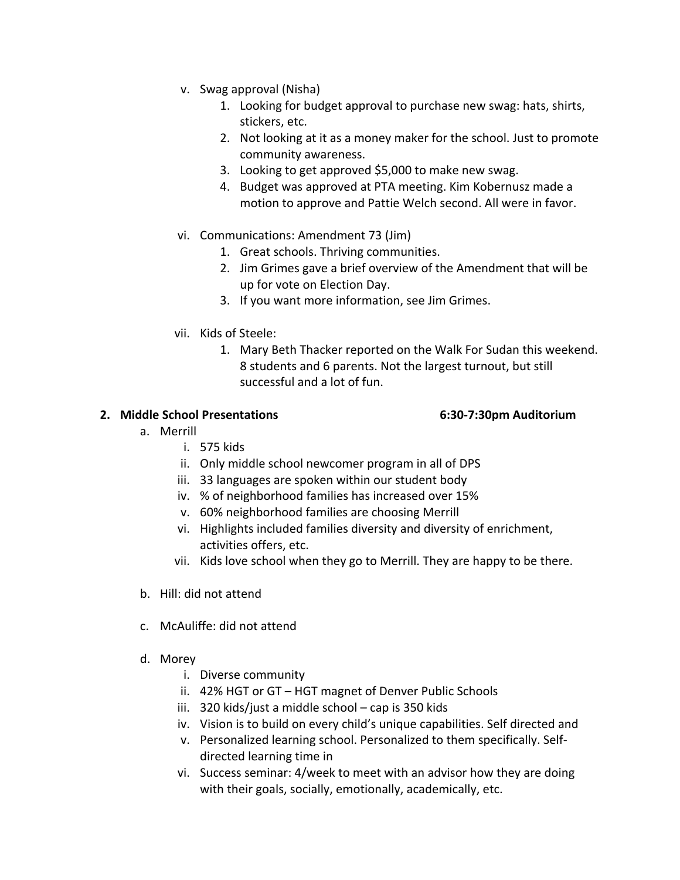v. Swag approval (Nisha)
      1. Looking for budget approval to purchase new swag: hats, shirts, stickers, etc.
      2. Not looking at it as a money maker for the school. Just to promote community awareness.
      3. Looking to get approved $5,000 to make new swag.
      4. Budget was approved at PTA meeting. Kim Kobernusz made a motion to approve and Pattie Welch second. All were in favor.

   vi. Communications: Amendment 73 (Jim)
      1. Great schools. Thriving communities.
      2. Jim Grimes gave a brief overview of the Amendment that will be up for vote on Election Day.
      3. If you want more information, see Jim Grimes.

   vii. Kids of Steele:
      1. Mary Beth Thacker reported on the Walk For Sudan this weekend. 8 students and 6 parents. Not the largest turnout, but still successful and a lot of fun.

**2. Middle School Presentations 6:30-7:30pm Auditorium**

   a. Merrill
      i. 575 kids
      ii. Only middle school newcomer program in all of DPS
      iii. 33 languages are spoken within our student body
      iv. % of neighborhood families has increased over 15%
      v. 60% neighborhood families are choosing Merrill
      vi. Highlights included families diversity and diversity of enrichment, activities offers, etc.
      vii. Kids love school when they go to Merrill. They are happy to be there.

   b. Hill: did not attend

   c. McAuliffe: did not attend

   d. Morey
      i. Diverse community
      ii. 42% HGT or GT – HGT magnet of Denver Public Schools
      iii. 320 kids/just a middle school – cap is 350 kids
      iv. Vision is to build on every child's unique capabilities. Self directed and
      v. Personalized learning school. Personalized to them specifically. Self-directed learning time in
      vi. Success seminar: 4/week to meet with an advisor how they are doing with their goals, socially, emotionally, academically, etc.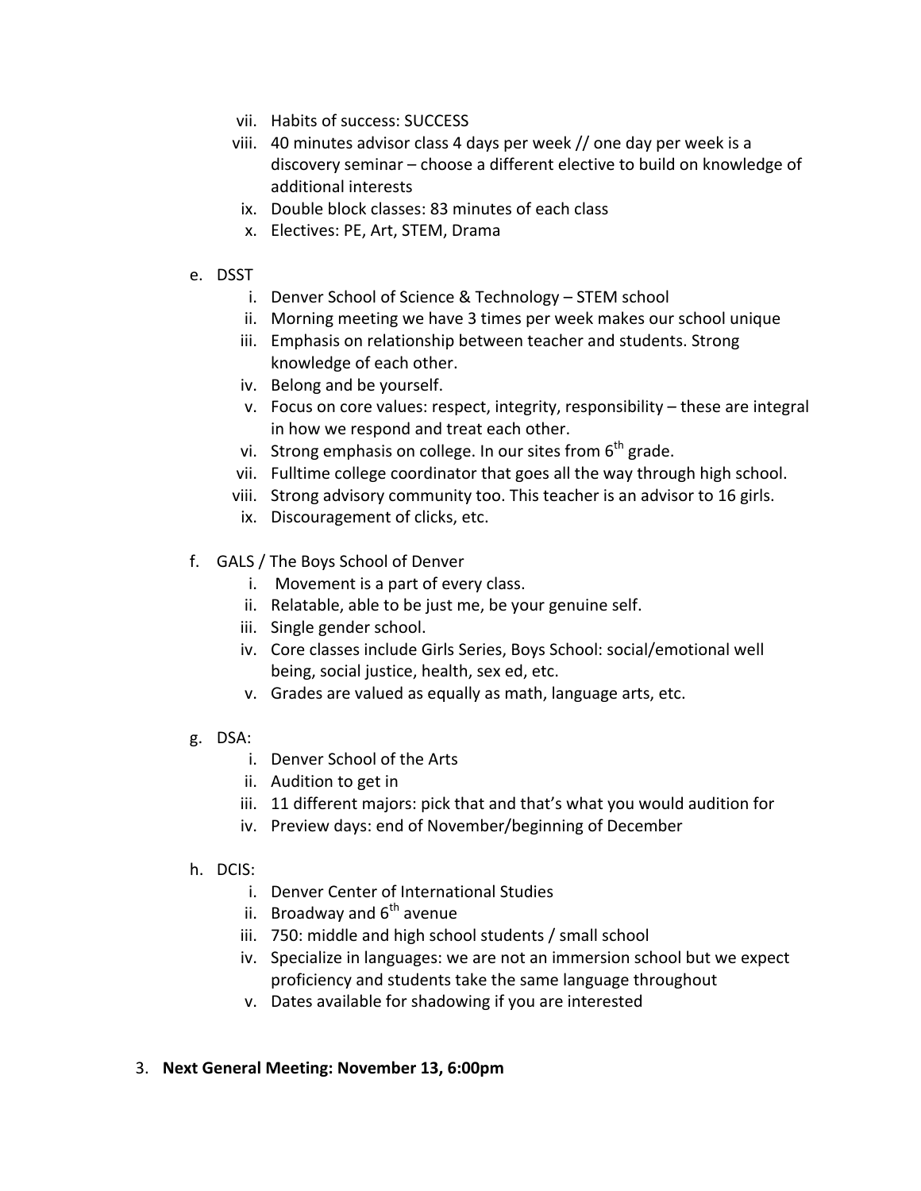vii. Habits of success: SUCCESS
viii. 40 minutes advisor class 4 days per week // one day per week is a discovery seminar – choose a different elective to build on knowledge of additional interests
ix. Double block classes: 83 minutes of each class
x. Electives: PE, Art, STEM, Drama

e. DSST
   i. Denver School of Science & Technology – STEM school
   ii. Morning meeting we have 3 times per week makes our school unique
   iii. Emphasis on relationship between teacher and students. Strong knowledge of each other.
   iv. Belong and be yourself.
   v. Focus on core values: respect, integrity, responsibility – these are integral in how we respond and treat each other.
   vi. Strong emphasis on college. In our sites from 6th grade.
   vii. Fulltime college coordinator that goes all the way through high school.
   viii. Strong advisory community too. This teacher is an advisor to 16 girls.
   ix. Discouragement of clicks, etc.

f. GALS / The Boys School of Denver
   i. Movement is a part of every class.
   ii. Relatable, able to be just me, be your genuine self.
   iii. Single gender school.
   iv. Core classes include Girls Series, Boys School: social/emotional well being, social justice, health, sex ed, etc.
   v. Grades are valued as equally as math, language arts, etc.

g. DSA:
   i. Denver School of the Arts
   ii. Audition to get in
   iii. 11 different majors: pick that and that's what you would audition for
   iv. Preview days: end of November/beginning of December

h. DCIS:
   i. Denver Center of International Studies
   ii. Broadway and 6th avenue
   iii. 750: middle and high school students / small school
   iv. Specialize in languages: we are not an immersion school but we expect proficiency and students take the same language throughout
   v. Dates available for shadowing if you are interested

3. **Next General Meeting: November 13, 6:00pm**